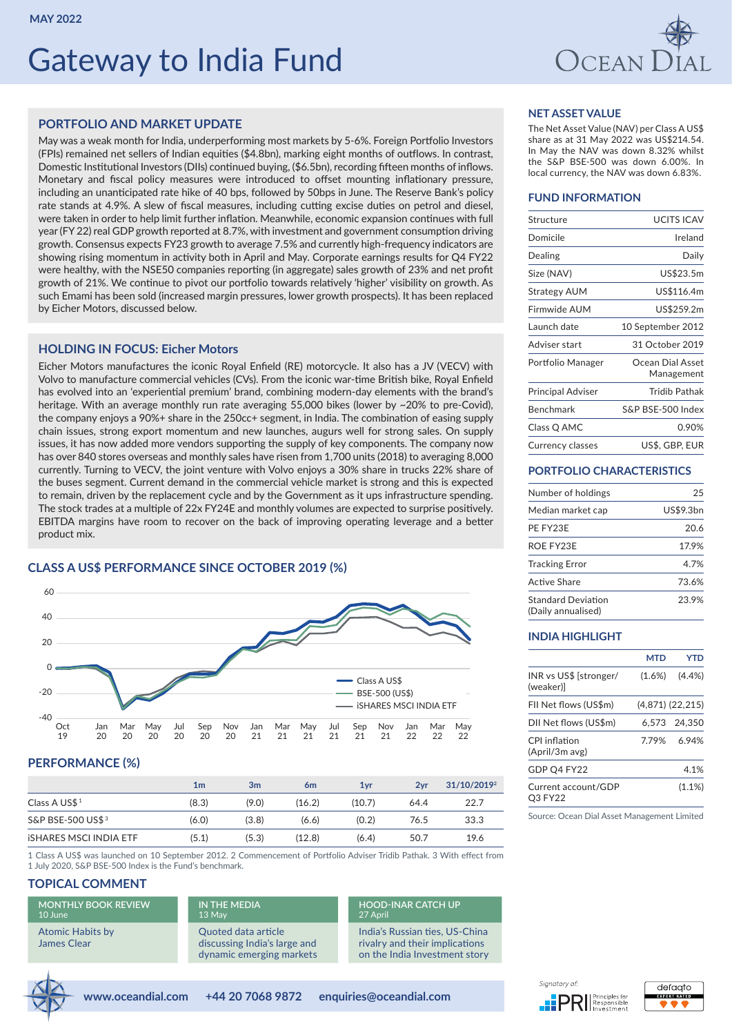MAY 2022

# Gateway to India Fund

## PORTFOLIO AND MARKET UPDATE

May was a weak month for India, underperforming most markets by 5-6%. Foreign Portfolio Investors (FPIs) remained net sellers of Indian equities ($4.8bn), marking eight months of outflows. In contrast, Domestic Institutional Investors (DIIs) continued buying, ($6.5bn), recording fifteen months of inflows. Monetary and fiscal policy measures were introduced to offset mounting inflationary pressure, including an unanticipated rate hike of 40 bps, followed by 50bps in June. The Reserve Bank's policy rate stands at 4.9%. A slew of fiscal measures, including cutting excise duties on petrol and diesel, were taken in order to help limit further inflation. Meanwhile, economic expansion continues with full year (FY 22) real GDP growth reported at 8.7%, with investment and government consumption driving growth. Consensus expects FY23 growth to average 7.5% and currently high-frequency indicators are showing rising momentum in activity both in April and May. Corporate earnings results for Q4 FY22 were healthy, with the NSE50 companies reporting (in aggregate) sales growth of 23% and net profit growth of 21%. We continue to pivot our portfolio towards relatively 'higher' visibility on growth. As such Emami has been sold (increased margin pressures, lower growth prospects). It has been replaced by Eicher Motors, discussed below.

## HOLDING IN FOCUS: Eicher Motors

Eicher Motors manufactures the iconic Royal Enfield (RE) motorcycle. It also has a JV (VECV) with Volvo to manufacture commercial vehicles (CVs). From the iconic war-time British bike, Royal Enfield has evolved into an 'experiential premium' brand, combining modern-day elements with the brand's heritage. With an average monthly run rate averaging 55,000 bikes (lower by ~20% to pre-Covid), the company enjoys a 90%+ share in the 250cc+ segment, in India. The combination of easing supply chain issues, strong export momentum and new launches, augurs well for strong sales. On supply issues, it has now added more vendors supporting the supply of key components. The company now has over 840 stores overseas and monthly sales have risen from 1,700 units (2018) to averaging 8,000 currently. Turning to VECV, the joint venture with Volvo enjoys a 30% share in trucks 22% share of the buses segment. Current demand in the commercial vehicle market is strong and this is expected to remain, driven by the replacement cycle and by the Government as it ups infrastructure spending. The stock trades at a multiple of 22x FY24E and monthly volumes are expected to surprise positively. EBITDA margins have room to recover on the back of improving operating leverage and a better product mix.

## CLASS A US$ PERFORMANCE SINCE OCTOBER 2019 (%)

Legend: Class A US$; BSE-500 (US$); iSHARES MSCI INDIA ETF

## PERFORMANCE (%)

| | 1m | 3m | 6m | 1yr | 2yr | 31/10/2019[2] |
|---|---|---|---|---|---|---|
| Class A US$[1] | (8.3) | (9.0) | (16.2) | (10.7) | 64.4 | 22.7 |
| S&P BSE-500 US$[3] | (6.0) | (3.8) | (6.6) | (0.2) | 76.5 | 33.3 |
| iSHARES MSCI INDIA ETF | (5.1) | (5.3) | (12.8) | (6.4) | 50.7 | 19.6 |

1 Class A US$ was launched on 10 September 2012. 2 Commencement of Portfolio Adviser Tridib Pathak. 3 With effect from 1 July 2020, S&P BSE-500 Index is the Fund's benchmark.

## TOPICAL COMMENT

**MONTHLY BOOK REVIEW** 10 June
Atomic Habits by James Clear

**IN THE MEDIA** 13 May
Quoted data article discussing India's large and dynamic emerging markets

**HOOD-INAR CATCH UP** 27 April
India's Russian ties, US-China rivalry and their implications on the India Investment story

## NET ASSET VALUE

The Net Asset Value (NAV) per Class A US$ share as at 31 May 2022 was US$214.54. In May the NAV was down 8.32% whilst the S&P BSE-500 was down 6.00%. In local currency, the NAV was down 6.83%.

## FUND INFORMATION

| | |
|---|---|
| Structure | UCITS ICAV |
| Domicile | Ireland |
| Dealing | Daily |
| Size (NAV) | US$23.5m |
| Strategy AUM | US$116.4m |
| Firmwide AUM | US$259.2m |
| Launch date | 10 September 2012 |
| Adviser start | 31 October 2019 |
| Portfolio Manager | Ocean Dial Asset Management |
| Principal Adviser | Tridib Pathak |
| Benchmark | S&P BSE-500 Index |
| Class Q AMC | 0.90% |
| Currency classes | US$, GBP, EUR |

## PORTFOLIO CHARACTERISTICS

| | |
|---|---|
| Number of holdings | 25 |
| Median market cap | US$9.3bn |
| PE FY23E | 20.6 |
| ROE FY23E | 17.9% |
| Tracking Error | 4.7% |
| Active Share | 73.6% |
| Standard Deviation (Daily annualised) | 23.9% |

## INDIA HIGHLIGHT

| | MTD | YTD |
|---|---|---|
| INR vs US$ [stronger/(weaker)] | (1.6%) | (4.4%) |
| FII Net flows (US$m) | (4,871) | (22,215) |
| DII Net flows (US$m) | 6,573 | 24,350 |
| CPI inflation (April/3m avg) | 7.79% | 6.94% |
| GDP Q4 FY22 | | 4.1% |
| Current account/GDP Q3 FY22 | | (1.1%) |

Source: Ocean Dial Asset Management Limited

www.oceandial.com +44 20 7068 9872 enquiries@oceandial.com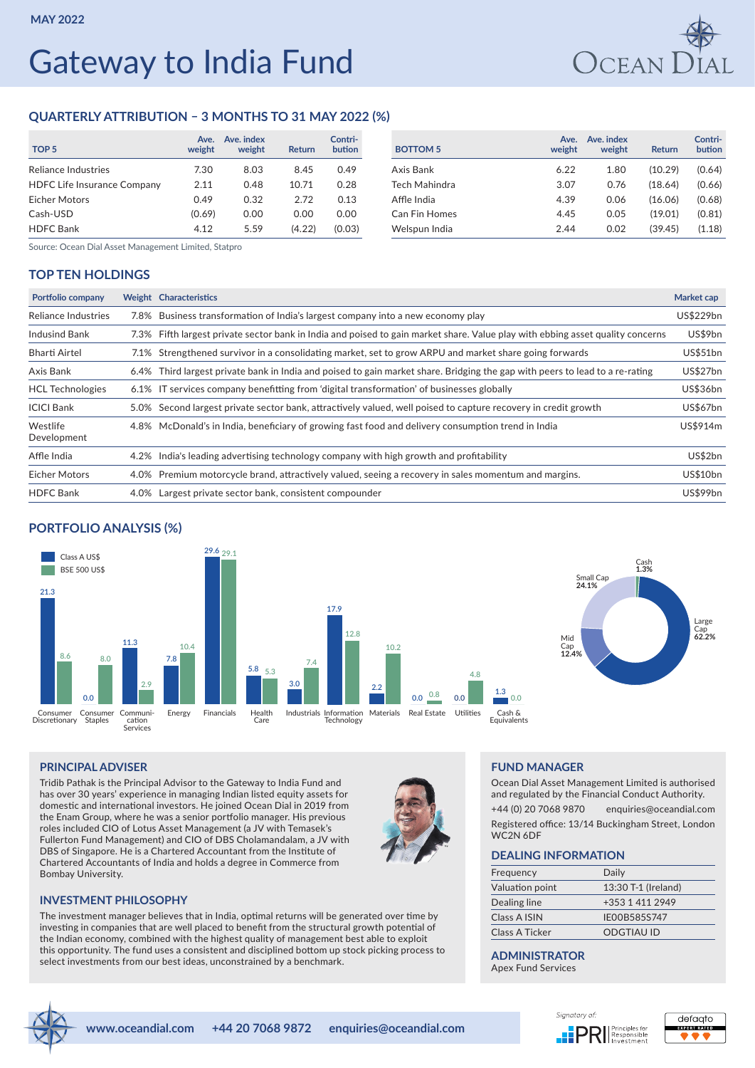# Gateway to India Fund

MAY 2022

## QUARTERLY ATTRIBUTION – 3 MONTHS TO 31 MAY 2022 (%)

| TOP 5 | Ave. weight | Ave. index weight | Return | Contri-bution |
|---|---|---|---|---|
| Reliance Industries | 7.30 | 8.03 | 8.45 | 0.49 |
| HDFC Life Insurance Company | 2.11 | 0.48 | 10.71 | 0.28 |
| Eicher Motors | 0.49 | 0.32 | 2.72 | 0.13 |
| Cash-USD | (0.69) | 0.00 | 0.00 | 0.00 |
| HDFC Bank | 4.12 | 5.59 | (4.22) | (0.03) |

| BOTTOM 5 | Ave. weight | Ave. index weight | Return | Contri-bution |
|---|---|---|---|---|
| Axis Bank | 6.22 | 1.80 | (10.29) | (0.64) |
| Tech Mahindra | 3.07 | 0.76 | (18.64) | (0.66) |
| Affle India | 4.39 | 0.06 | (16.06) | (0.68) |
| Can Fin Homes | 4.45 | 0.05 | (19.01) | (0.81) |
| Welspun India | 2.44 | 0.02 | (39.45) | (1.18) |

Source: Ocean Dial Asset Management Limited, Statpro

## TOP TEN HOLDINGS

| Portfolio company | Weight | Characteristics | Market cap |
|---|---|---|---|
| Reliance Industries | 7.8% | Business transformation of India's largest company into a new economy play | US$229bn |
| Indusind Bank | 7.3% | Fifth largest private sector bank in India and poised to gain market share. Value play with ebbing asset quality concerns | US$9bn |
| Bharti Airtel | 7.1% | Strengthened survivor in a consolidating market, set to grow ARPU and market share going forwards | US$51bn |
| Axis Bank | 6.4% | Third largest private bank in India and poised to gain market share. Bridging the gap with peers to lead to a re-rating | US$27bn |
| HCL Technologies | 6.1% | IT services company benefitting from 'digital transformation' of businesses globally | US$36bn |
| ICICI Bank | 5.0% | Second largest private sector bank, attractively valued, well poised to capture recovery in credit growth | US$67bn |
| Westlife Development | 4.8% | McDonald's in India, beneficiary of growing fast food and delivery consumption trend in India | US$914m |
| Affle India | 4.2% | India's leading advertising technology company with high growth and profitability | US$2bn |
| Eicher Motors | 4.0% | Premium motorcycle brand, attractively valued, seeing a recovery in sales momentum and margins. | US$10bn |
| HDFC Bank | 4.0% | Largest private sector bank, consistent compounder | US$99bn |

## PORTFOLIO ANALYSIS (%)

| Sector | Class A US$ | BSE 500 US$ |
|---|---|---|
| Consumer Discretionary | 21.3 | 8.6 |
| Consumer Staples | 0.0 | 8.0 |
| Communication Services | 11.3 | 2.9 |
| Energy | 7.8 | 10.4 |
| Financials | 29.6 | 29.1 |
| Health Care | 5.8 | 5.3 |
| Industrials | 3.0 | 7.4 |
| Information Technology | 17.9 | 12.8 |
| Materials | 2.2 | 10.2 |
| Real Estate | 0.0 | 0.8 |
| Utilities | 0.0 | 4.8 |
| Cash & Equivalents | 1.3 | 0.0 |

| Market cap | % |
|---|---|
| Large Cap | 62.2% |
| Mid Cap | 12.4% |
| Small Cap | 24.1% |
| Cash | 1.3% |

## PRINCIPAL ADVISER

Tridib Pathak is the Principal Advisor to the Gateway to India Fund and has over 30 years' experience in managing Indian listed equity assets for domestic and international investors. He joined Ocean Dial in 2019 from the Enam Group, where he was a senior portfolio manager. His previous roles included CIO of Lotus Asset Management (a JV with Temasek's Fullerton Fund Management) and CIO of DBS Cholamandalam, a JV with DBS of Singapore. He is a Chartered Accountant from the Institute of Chartered Accountants of India and holds a degree in Commerce from Bombay University.

## INVESTMENT PHILOSOPHY

The investment manager believes that in India, optimal returns will be generated over time by investing in companies that are well placed to benefit from the structural growth potential of the Indian economy, combined with the highest quality of management best able to exploit this opportunity. The fund uses a consistent and disciplined bottom up stock picking process to select investments from our best ideas, unconstrained by a benchmark.

## FUND MANAGER

Ocean Dial Asset Management Limited is authorised and regulated by the Financial Conduct Authority.

+44 (0) 20 7068 9870 enquiries@oceandial.com

Registered office: 13/14 Buckingham Street, London WC2N 6DF

## DEALING INFORMATION

| | |
|---|---|
| Frequency | Daily |
| Valuation point | 13:30 T-1 (Ireland) |
| Dealing line | +353 1 411 2949 |
| Class A ISIN | IE00B585S747 |
| Class A Ticker | ODGTIAU ID |

## ADMINISTRATOR

Apex Fund Services

www.oceandial.com +44 20 7068 9872 enquiries@oceandial.com

Signatory of: PRI Principles for Responsible Investment

defaqto EXPERT RATED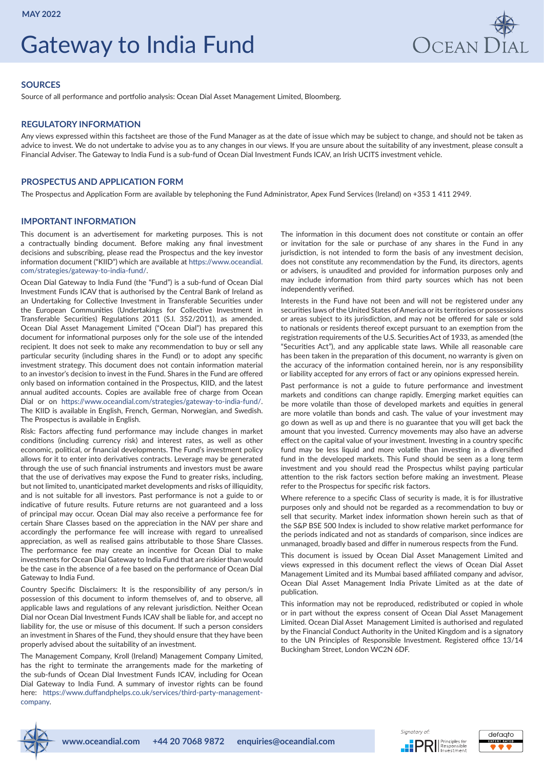MAY 2022

# Gateway to India Fund

## SOURCES

Source of all performance and portfolio analysis: Ocean Dial Asset Management Limited, Bloomberg.

## REGULATORY INFORMATION

Any views expressed within this factsheet are those of the Fund Manager as at the date of issue which may be subject to change, and should not be taken as advice to invest. We do not undertake to advise you as to any changes in our views. If you are unsure about the suitability of any investment, please consult a Financial Adviser. The Gateway to India Fund is a sub-fund of Ocean Dial Investment Funds ICAV, an Irish UCITS investment vehicle.

## PROSPECTUS AND APPLICATION FORM

The Prospectus and Application Form are available by telephoning the Fund Administrator, Apex Fund Services (Ireland) on +353 1 411 2949.

## IMPORTANT INFORMATION

This document is an advertisement for marketing purposes. This is not a contractually binding document. Before making any final investment decisions and subscribing, please read the Prospectus and the key investor information document ("KIID") which are available at https://www.oceandial.com/strategies/gateway-to-india-fund/.

Ocean Dial Gateway to India Fund (the "Fund") is a sub-fund of Ocean Dial Investment Funds ICAV that is authorised by the Central Bank of Ireland as an Undertaking for Collective Investment in Transferable Securities under the European Communities (Undertakings for Collective Investment in Transferable Securities) Regulations 2011 (S.I. 352/2011), as amended. Ocean Dial Asset Management Limited ("Ocean Dial") has prepared this document for informational purposes only for the sole use of the intended recipient. It does not seek to make any recommendation to buy or sell any particular security (including shares in the Fund) or to adopt any specific investment strategy. This document does not contain information material to an investor's decision to invest in the Fund. Shares in the Fund are offered only based on information contained in the Prospectus, KIID, and the latest annual audited accounts. Copies are available free of charge from Ocean Dial or on https://www.oceandial.com/strategies/gateway-to-india-fund/. The KIID is available in English, French, German, Norwegian, and Swedish. The Prospectus is available in English.

Risk: Factors affecting fund performance may include changes in market conditions (including currency risk) and interest rates, as well as other economic, political, or financial developments. The Fund's investment policy allows for it to enter into derivatives contracts. Leverage may be generated through the use of such financial instruments and investors must be aware that the use of derivatives may expose the Fund to greater risks, including, but not limited to, unanticipated market developments and risks of illiquidity, and is not suitable for all investors. Past performance is not a guide to or indicative of future results. Future returns are not guaranteed and a loss of principal may occur. Ocean Dial may also receive a performance fee for certain Share Classes based on the appreciation in the NAV per share and accordingly the performance fee will increase with regard to unrealised appreciation, as well as realised gains attributable to those Share Classes. The performance fee may create an incentive for Ocean Dial to make investments for Ocean Dial Gateway to India Fund that are riskier than would be the case in the absence of a fee based on the performance of Ocean Dial Gateway to India Fund.

Country Specific Disclaimers: It is the responsibility of any person/s in possession of this document to inform themselves of, and to observe, all applicable laws and regulations of any relevant jurisdiction. Neither Ocean Dial nor Ocean Dial Investment Funds ICAV shall be liable for, and accept no liability for, the use or misuse of this document. If such a person considers an investment in Shares of the Fund, they should ensure that they have been properly advised about the suitability of an investment.

The Management Company, Kroll (Ireland) Management Company Limited, has the right to terminate the arrangements made for the marketing of the sub-funds of Ocean Dial Investment Funds ICAV, including for Ocean Dial Gateway to India Fund. A summary of investor rights can be found here: https://www.duffandphelps.co.uk/services/third-party-management-company.

The information in this document does not constitute or contain an offer or invitation for the sale or purchase of any shares in the Fund in any jurisdiction, is not intended to form the basis of any investment decision, does not constitute any recommendation by the Fund, its directors, agents or advisers, is unaudited and provided for information purposes only and may include information from third party sources which has not been independently verified.

Interests in the Fund have not been and will not be registered under any securities laws of the United States of America or its territories or possessions or areas subject to its jurisdiction, and may not be offered for sale or sold to nationals or residents thereof except pursuant to an exemption from the registration requirements of the U.S. Securities Act of 1933, as amended (the "Securities Act"), and any applicable state laws. While all reasonable care has been taken in the preparation of this document, no warranty is given on the accuracy of the information contained herein, nor is any responsibility or liability accepted for any errors of fact or any opinions expressed herein.

Past performance is not a guide to future performance and investment markets and conditions can change rapidly. Emerging market equities can be more volatile than those of developed markets and equities in general are more volatile than bonds and cash. The value of your investment may go down as well as up and there is no guarantee that you will get back the amount that you invested. Currency movements may also have an adverse effect on the capital value of your investment. Investing in a country specific fund may be less liquid and more volatile than investing in a diversified fund in the developed markets. This Fund should be seen as a long term investment and you should read the Prospectus whilst paying particular attention to the risk factors section before making an investment. Please refer to the Prospectus for specific risk factors.

Where reference to a specific Class of security is made, it is for illustrative purposes only and should not be regarded as a recommendation to buy or sell that security. Market index information shown herein such as that of the S&P BSE 500 Index is included to show relative market performance for the periods indicated and not as standards of comparison, since indices are unmanaged, broadly based and differ in numerous respects from the Fund.

This document is issued by Ocean Dial Asset Management Limited and views expressed in this document reflect the views of Ocean Dial Asset Management Limited and its Mumbai based affiliated company and advisor, Ocean Dial Asset Management India Private Limited as at the date of publication.

This information may not be reproduced, redistributed or copied in whole or in part without the express consent of Ocean Dial Asset Management Limited. Ocean Dial Asset Management Limited is authorised and regulated by the Financial Conduct Authority in the United Kingdom and is a signatory to the UN Principles of Responsible Investment. Registered office 13/14 Buckingham Street, London WC2N 6DF.

www.oceandial.com +44 20 7068 9872 enquiries@oceandial.com